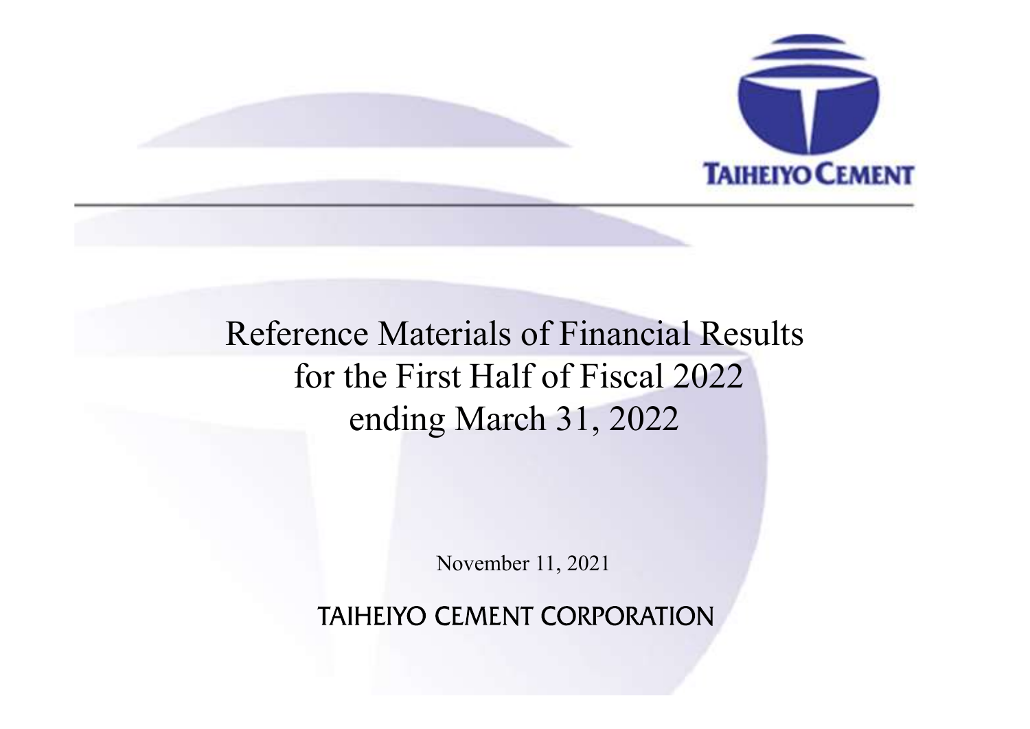TAIHEIYO CEMENT

# Reference Materials of Financial Results for the First Half of Fiscal 2022 ending March 31, 2022

November 11, 2021

TAIHEIYO CEMENT CORPORATION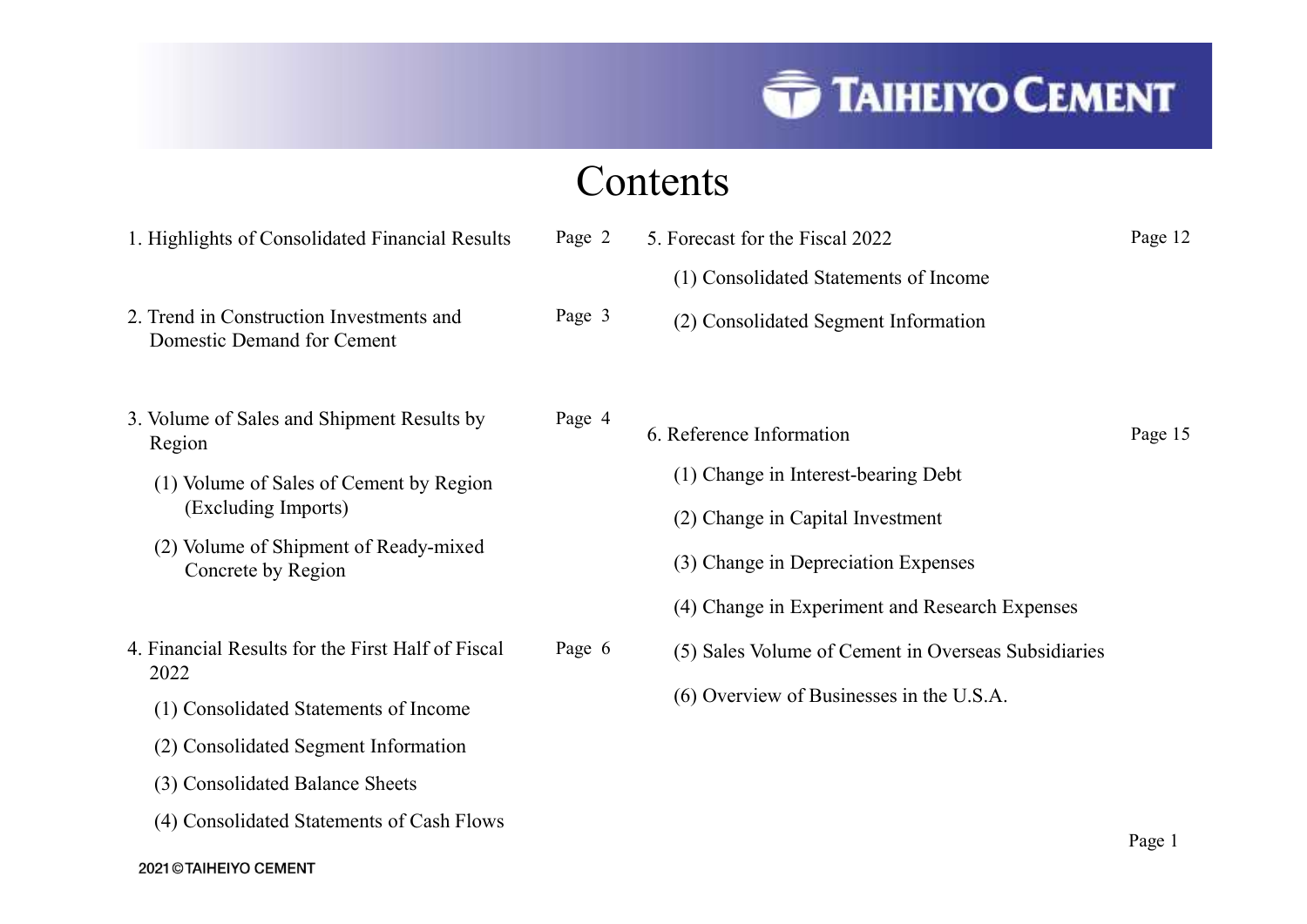# Contents

1. Highlights of Consolidated Financial Results — Page 2

2. Trend in Construction Investments and Domestic Demand for Cement — Page 3

3. Volume of Sales and Shipment Results by Region — Page 4
   - (1) Volume of Sales of Cement by Region (Excluding Imports)
   - (2) Volume of Shipment of Ready-mixed Concrete by Region

4. Financial Results for the First Half of Fiscal 2022 — Page 6
   - (1) Consolidated Statements of Income
   - (2) Consolidated Segment Information
   - (3) Consolidated Balance Sheets
   - (4) Consolidated Statements of Cash Flows

5. Forecast for the Fiscal 2022 — Page 12
   - (1) Consolidated Statements of Income
   - (2) Consolidated Segment Information

6. Reference Information — Page 15
   - (1) Change in Interest-bearing Debt
   - (2) Change in Capital Investment
   - (3) Change in Depreciation Expenses
   - (4) Change in Experiment and Research Expenses
   - (5) Sales Volume of Cement in Overseas Subsidiaries
   - (6) Overview of Businesses in the U.S.A.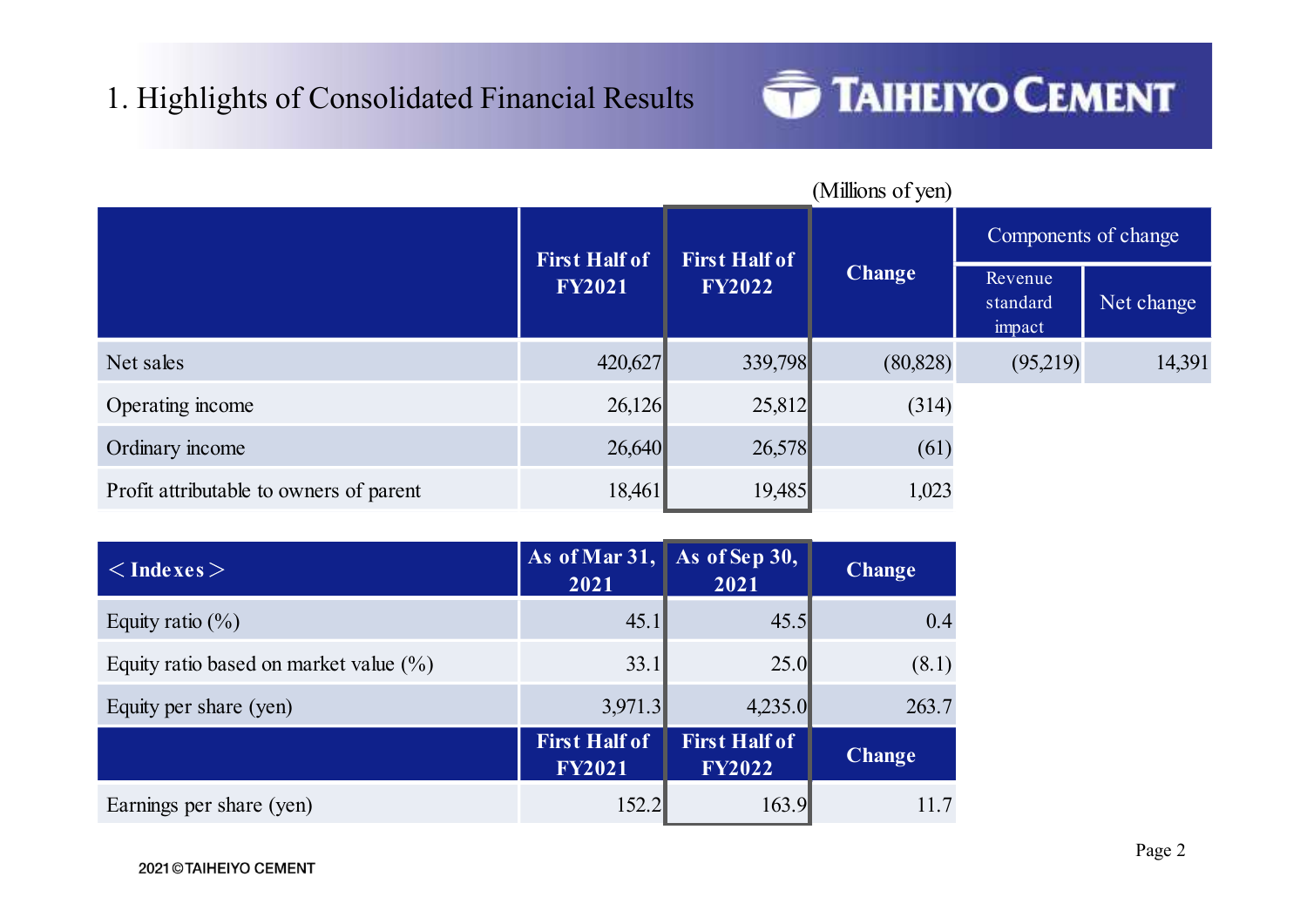# 1. Highlights of Consolidated Financial Results

(Millions of yen)

| | First Half of FY2021 | First Half of FY2022 | Change | Components of change | |
|---|---|---|---|---|---|
| | | | | Revenue standard impact | Net change |
| Net sales | 420,627 | 339,798 | (80,828) | (95,219) | 14,391 |
| Operating income | 26,126 | 25,812 | (314) | | |
| Ordinary income | 26,640 | 26,578 | (61) | | |
| Profit attributable to owners of parent | 18,461 | 19,485 | 1,023 | | |

| ＜Indexes＞ | As of Mar 31, 2021 | As of Sep 30, 2021 | Change |
|---|---|---|---|
| Equity ratio (%) | 45.1 | 45.5 | 0.4 |
| Equity ratio based on market value (%) | 33.1 | 25.0 | (8.1) |
| Equity per share (yen) | 3,971.3 | 4,235.0 | 263.7 |
| | **First Half of FY2021** | **First Half of FY2022** | **Change** |
| Earnings per share (yen) | 152.2 | 163.9 | 11.7 |

2021©TAIHEIYO CEMENT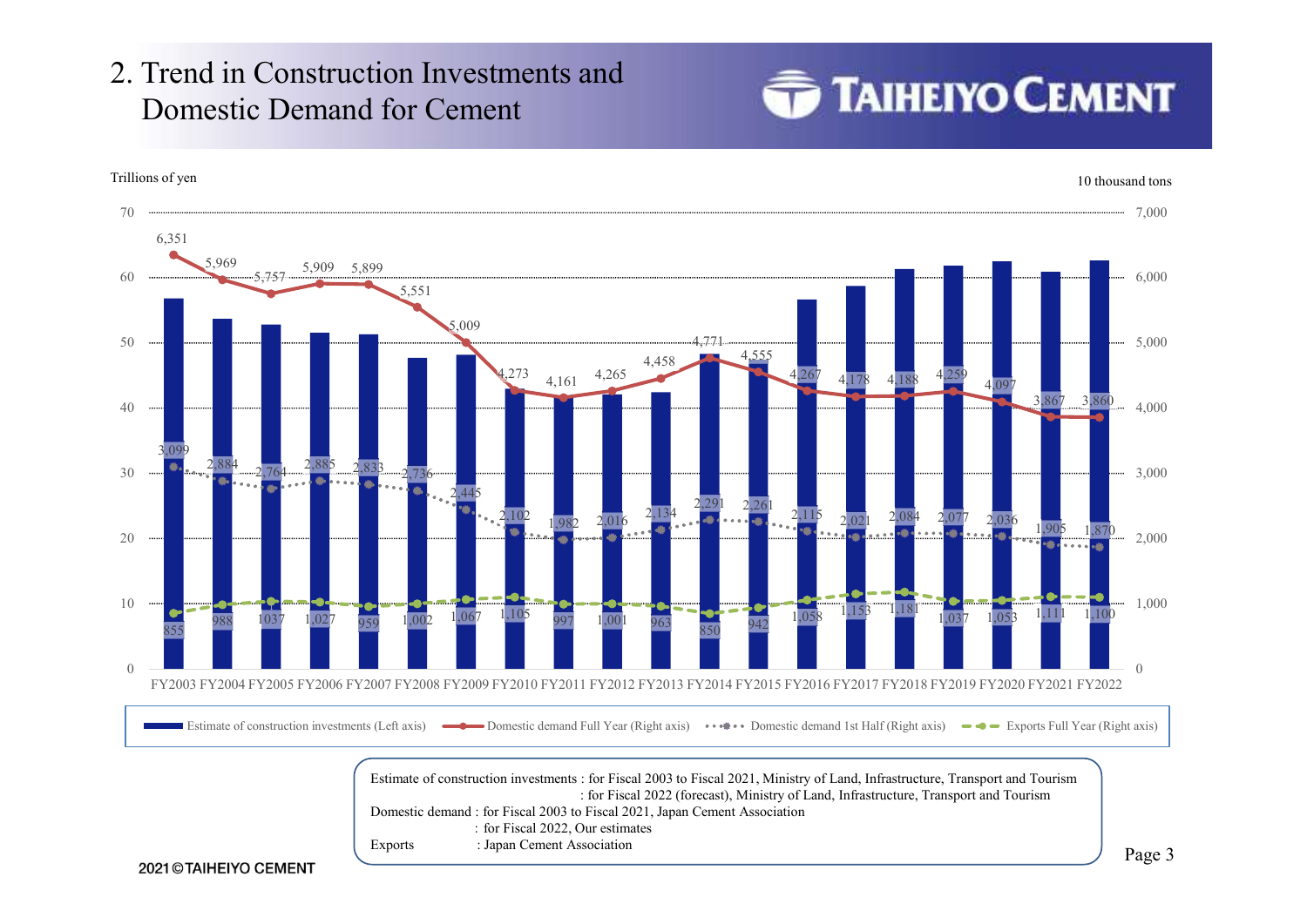# 2. Trend in Construction Investments and Domestic Demand for Cement

Trillions of yen / 10 thousand tons

| | FY2003 | FY2004 | FY2005 | FY2006 | FY2007 | FY2008 | FY2009 | FY2010 | FY2011 | FY2012 | FY2013 | FY2014 | FY2015 | FY2016 | FY2017 | FY2018 | FY2019 | FY2020 | FY2021 | FY2022 |
|---|---|---|---|---|---|---|---|---|---|---|---|---|---|---|---|---|---|---|---|---|
| Domestic demand Full Year (Right axis) | 6,351 | 5,969 | 5,757 | 5,909 | 5,899 | 5,551 | 5,009 | 4,273 | 4,161 | 4,265 | 4,458 | 4,771 | 4,555 | 4,267 | 4,178 | 4,188 | 4,259 | 4,097 | 3,867 | 3,860 |
| Domestic demand 1st Half (Right axis) | 3,099 | 2,884 | 2,764 | 2,885 | 2,833 | 2,736 | 2,445 | 2,102 | 1,982 | 2,016 | 2,134 | 2,291 | 2,261 | 2,115 | 2,021 | 2,084 | 2,077 | 2,036 | 1,905 | 1,870 |
| Exports Full Year (Right axis) | 855 | 988 | 1037 | 1,027 | 959 | 1,002 | 1,067 | 1,105 | 997 | 1,001 | 963 | 850 | 942 | 1,058 | 1,153 | 1,181 | 1,037 | 1,053 | 1,111 | 1,100 |

Legend: Estimate of construction investments (Left axis) / Domestic demand Full Year (Right axis) / Domestic demand 1st Half (Right axis) / Exports Full Year (Right axis)

Estimate of construction investments : for Fiscal 2003 to Fiscal 2021, Ministry of Land, Infrastructure, Transport and Tourism
: for Fiscal 2022 (forecast), Ministry of Land, Infrastructure, Transport and Tourism

Domestic demand : for Fiscal 2003 to Fiscal 2021, Japan Cement Association
: for Fiscal 2022, Our estimates

Exports : Japan Cement Association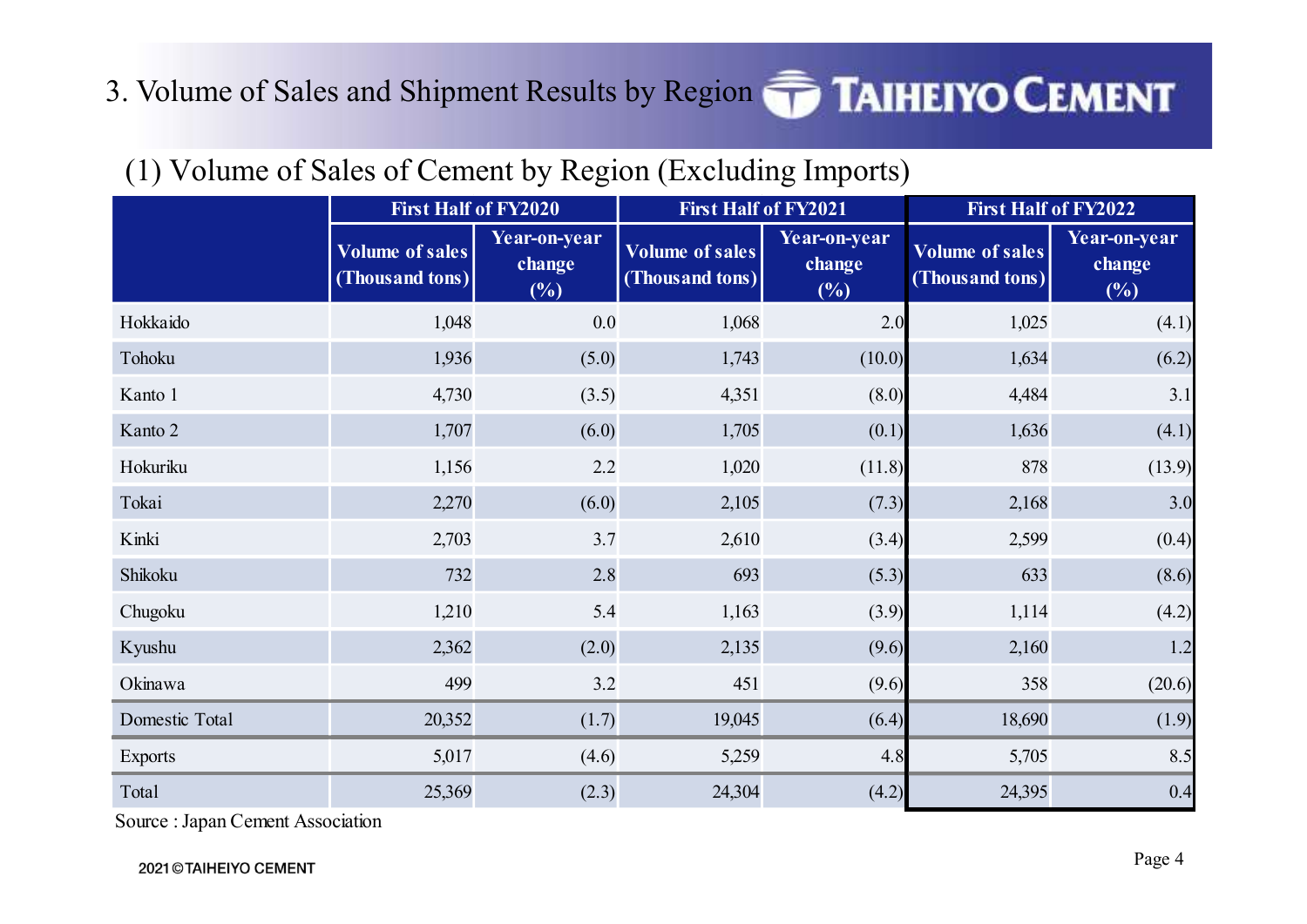# 3. Volume of Sales and Shipment Results by Region

## (1) Volume of Sales of Cement by Region (Excluding Imports)

| | First Half of FY2020 | | First Half of FY2021 | | First Half of FY2022 | |
|---|---|---|---|---|---|---|
| | Volume of sales (Thousand tons) | Year-on-year change (%) | Volume of sales (Thousand tons) | Year-on-year change (%) | Volume of sales (Thousand tons) | Year-on-year change (%) |
| Hokkaido | 1,048 | 0.0 | 1,068 | 2.0 | 1,025 | (4.1) |
| Tohoku | 1,936 | (5.0) | 1,743 | (10.0) | 1,634 | (6.2) |
| Kanto 1 | 4,730 | (3.5) | 4,351 | (8.0) | 4,484 | 3.1 |
| Kanto 2 | 1,707 | (6.0) | 1,705 | (0.1) | 1,636 | (4.1) |
| Hokuriku | 1,156 | 2.2 | 1,020 | (11.8) | 878 | (13.9) |
| Tokai | 2,270 | (6.0) | 2,105 | (7.3) | 2,168 | 3.0 |
| Kinki | 2,703 | 3.7 | 2,610 | (3.4) | 2,599 | (0.4) |
| Shikoku | 732 | 2.8 | 693 | (5.3) | 633 | (8.6) |
| Chugoku | 1,210 | 5.4 | 1,163 | (3.9) | 1,114 | (4.2) |
| Kyushu | 2,362 | (2.0) | 2,135 | (9.6) | 2,160 | 1.2 |
| Okinawa | 499 | 3.2 | 451 | (9.6) | 358 | (20.6) |
| Domestic Total | 20,352 | (1.7) | 19,045 | (6.4) | 18,690 | (1.9) |
| Exports | 5,017 | (4.6) | 5,259 | 4.8 | 5,705 | 8.5 |
| Total | 25,369 | (2.3) | 24,304 | (4.2) | 24,395 | 0.4 |

Source : Japan Cement Association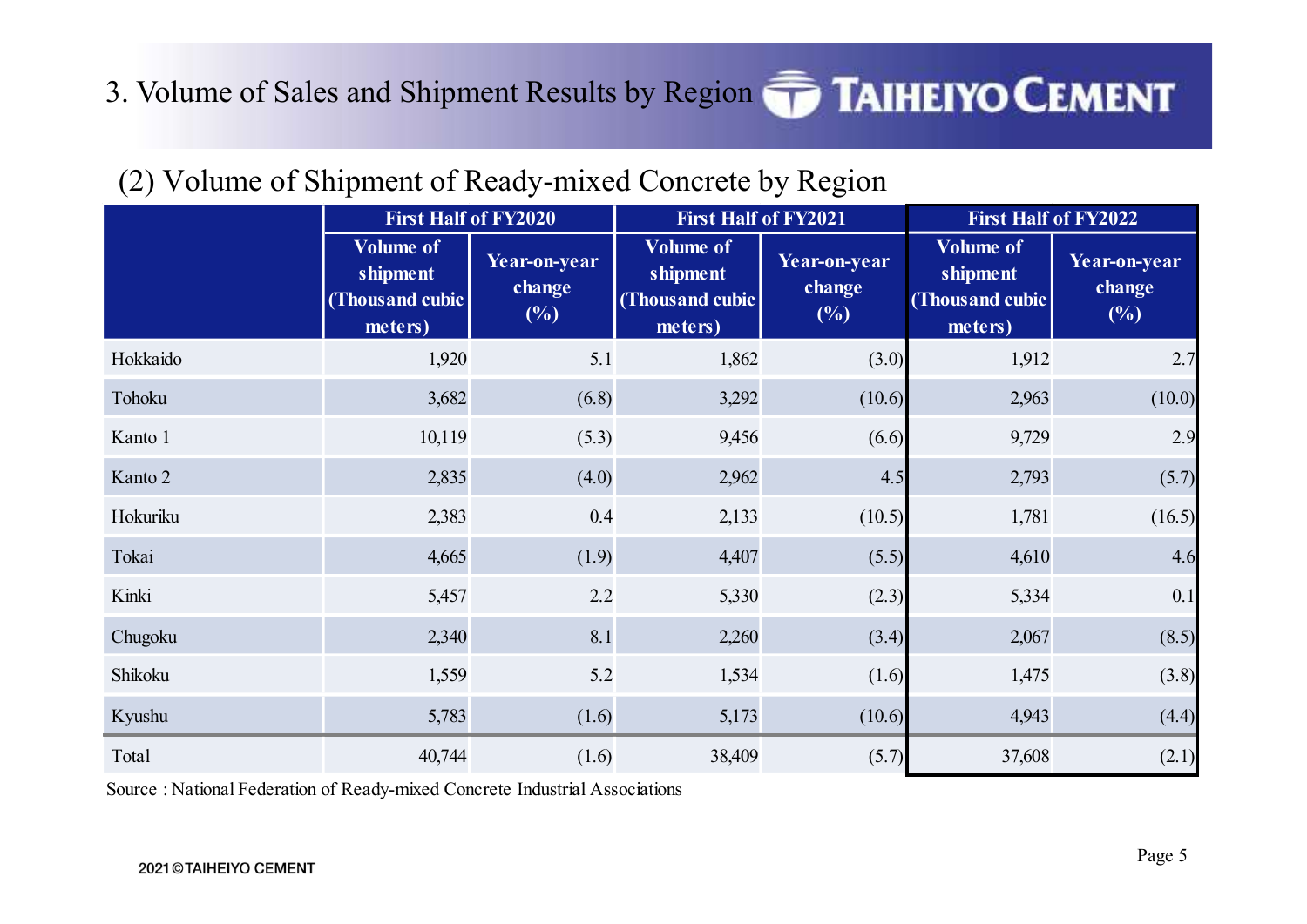# 3. Volume of Sales and Shipment Results by Region

## (2) Volume of Shipment of Ready-mixed Concrete by Region

| | First Half of FY2020 | | First Half of FY2021 | | First Half of FY2022 | |
|---|---|---|---|---|---|---|
| | Volume of shipment (Thousand cubic meters) | Year-on-year change (%) | Volume of shipment (Thousand cubic meters) | Year-on-year change (%) | Volume of shipment (Thousand cubic meters) | Year-on-year change (%) |
| Hokkaido | 1,920 | 5.1 | 1,862 | (3.0) | 1,912 | 2.7 |
| Tohoku | 3,682 | (6.8) | 3,292 | (10.6) | 2,963 | (10.0) |
| Kanto 1 | 10,119 | (5.3) | 9,456 | (6.6) | 9,729 | 2.9 |
| Kanto 2 | 2,835 | (4.0) | 2,962 | 4.5 | 2,793 | (5.7) |
| Hokuriku | 2,383 | 0.4 | 2,133 | (10.5) | 1,781 | (16.5) |
| Tokai | 4,665 | (1.9) | 4,407 | (5.5) | 4,610 | 4.6 |
| Kinki | 5,457 | 2.2 | 5,330 | (2.3) | 5,334 | 0.1 |
| Chugoku | 2,340 | 8.1 | 2,260 | (3.4) | 2,067 | (8.5) |
| Shikoku | 1,559 | 5.2 | 1,534 | (1.6) | 1,475 | (3.8) |
| Kyushu | 5,783 | (1.6) | 5,173 | (10.6) | 4,943 | (4.4) |
| Total | 40,744 | (1.6) | 38,409 | (5.7) | 37,608 | (2.1) |

Source : National Federation of Ready-mixed Concrete Industrial Associations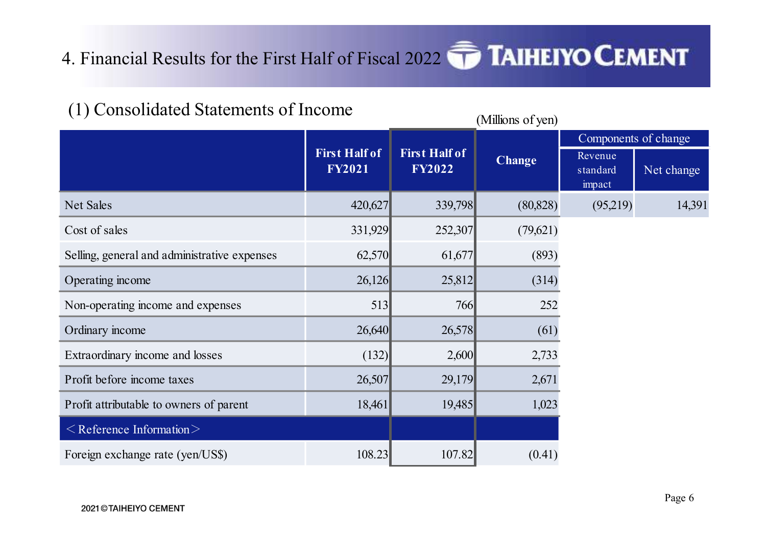# 4. Financial Results for the First Half of Fiscal 2022

## (1) Consolidated Statements of Income

(Millions of yen)

| | First Half of FY2021 | First Half of FY2022 | Change | Components of change | |
|---|---|---|---|---|---|
| | | | | Revenue standard impact | Net change |
| Net Sales | 420,627 | 339,798 | (80,828) | (95,219) | 14,391 |
| Cost of sales | 331,929 | 252,307 | (79,621) | | |
| Selling, general and administrative expenses | 62,570 | 61,677 | (893) | | |
| Operating income | 26,126 | 25,812 | (314) | | |
| Non-operating income and expenses | 513 | 766 | 252 | | |
| Ordinary income | 26,640 | 26,578 | (61) | | |
| Extraordinary income and losses | (132) | 2,600 | 2,733 | | |
| Profit before income taxes | 26,507 | 29,179 | 2,671 | | |
| Profit attributable to owners of parent | 18,461 | 19,485 | 1,023 | | |
| ＜Reference Information＞ | | | | | |
| Foreign exchange rate (yen/US$) | 108.23 | 107.82 | (0.41) | | |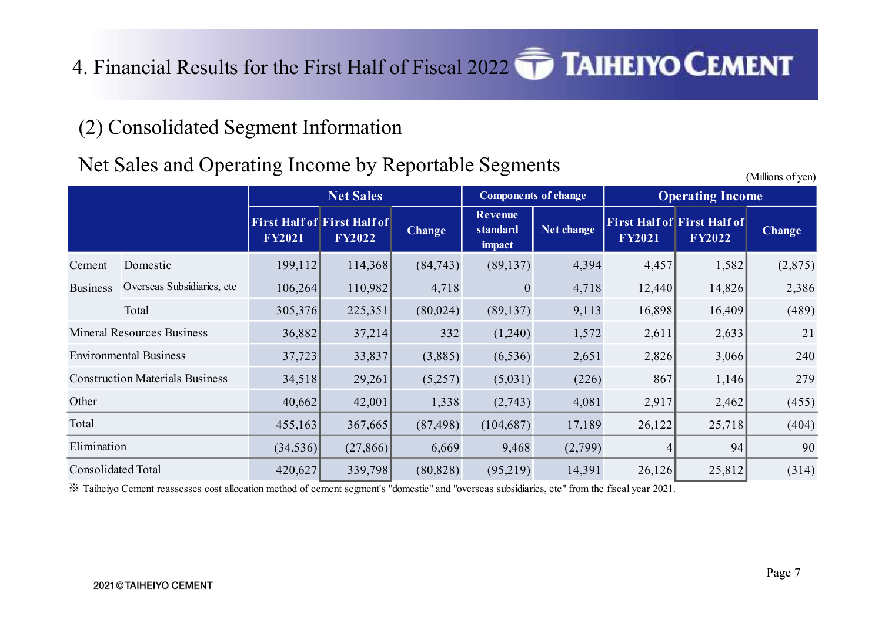# 4. Financial Results for the First Half of Fiscal 2022

## (2) Consolidated Segment Information

### Net Sales and Operating Income by Reportable Segments

(Millions of yen)

| | | Net Sales | | | Components of change | | Operating Income | | |
|---|---|---|---|---|---|---|---|---|---|
| | | First Half of FY2021 | First Half of FY2022 | Change | Revenue standard impact | Net change | First Half of FY2021 | First Half of FY2022 | Change |
| Cement Business | Domestic | 199,112 | 114,368 | (84,743) | (89,137) | 4,394 | 4,457 | 1,582 | (2,875) |
| | Overseas Subsidiaries, etc | 106,264 | 110,982 | 4,718 | 0 | 4,718 | 12,440 | 14,826 | 2,386 |
| | Total | 305,376 | 225,351 | (80,024) | (89,137) | 9,113 | 16,898 | 16,409 | (489) |
| Mineral Resources Business | | 36,882 | 37,214 | 332 | (1,240) | 1,572 | 2,611 | 2,633 | 21 |
| Environmental Business | | 37,723 | 33,837 | (3,885) | (6,536) | 2,651 | 2,826 | 3,066 | 240 |
| Construction Materials Business | | 34,518 | 29,261 | (5,257) | (5,031) | (226) | 867 | 1,146 | 279 |
| Other | | 40,662 | 42,001 | 1,338 | (2,743) | 4,081 | 2,917 | 2,462 | (455) |
| Total | | 455,163 | 367,665 | (87,498) | (104,687) | 17,189 | 26,122 | 25,718 | (404) |
| Elimination | | (34,536) | (27,866) | 6,669 | 9,468 | (2,799) | 4 | 94 | 90 |
| Consolidated Total | | 420,627 | 339,798 | (80,828) | (95,219) | 14,391 | 26,126 | 25,812 | (314) |

※ Taiheiyo Cement reassesses cost allocation method of cement segment's "domestic" and "overseas subsidiaries, etc" from the fiscal year 2021.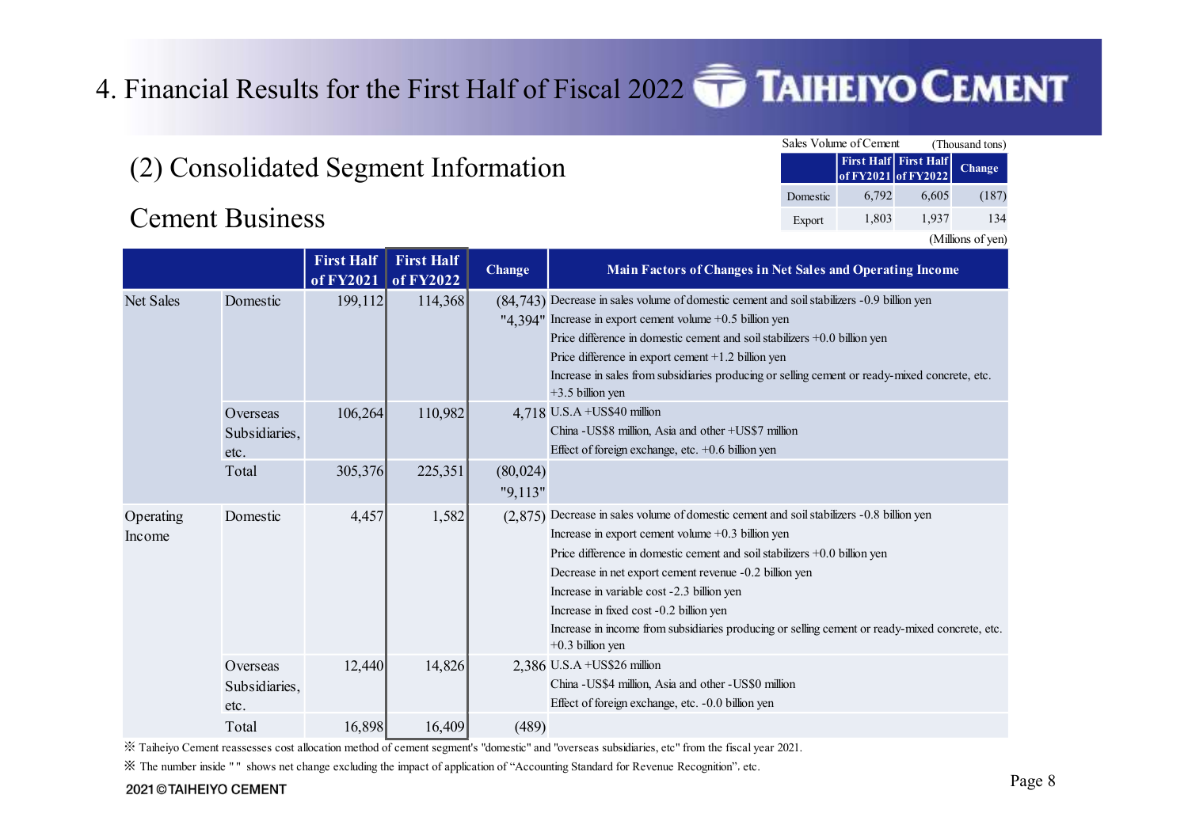# 4. Financial Results for the First Half of Fiscal 2022

## (2) Consolidated Segment Information

## Cement Business

Sales Volume of Cement (Thousand tons)

| | First Half of FY2021 | First Half of FY2022 | Change |
|---|---|---|---|
| Domestic | 6,792 | 6,605 | (187) |
| Export | 1,803 | 1,937 | 134 |

(Millions of yen)

| | | First Half of FY2021 | First Half of FY2022 | Change | Main Factors of Changes in Net Sales and Operating Income |
|---|---|---|---|---|---|
| Net Sales | Domestic | 199,112 | 114,368 | (84,743) "4,394" | Decrease in sales volume of domestic cement and soil stabilizers -0.9 billion yen<br>Increase in export cement volume +0.5 billion yen<br>Price difference in domestic cement and soil stabilizers +0.0 billion yen<br>Price difference in export cement +1.2 billion yen<br>Increase in sales from subsidiaries producing or selling cement or ready-mixed concrete, etc. +3.5 billion yen |
| | Overseas Subsidiaries, etc. | 106,264 | 110,982 | 4,718 | U.S.A +US$40 million<br>China -US$8 million, Asia and other +US$7 million<br>Effect of foreign exchange, etc. +0.6 billion yen |
| | Total | 305,376 | 225,351 | (80,024) "9,113" | |
| Operating Income | Domestic | 4,457 | 1,582 | (2,875) | Decrease in sales volume of domestic cement and soil stabilizers -0.8 billion yen<br>Increase in export cement volume +0.3 billion yen<br>Price difference in domestic cement and soil stabilizers +0.0 billion yen<br>Decrease in net export cement revenue -0.2 billion yen<br>Increase in variable cost -2.3 billion yen<br>Increase in fixed cost -0.2 billion yen<br>Increase in income from subsidiaries producing or selling cement or ready-mixed concrete, etc. +0.3 billion yen |
| | Overseas Subsidiaries, etc. | 12,440 | 14,826 | 2,386 | U.S.A +US$26 million<br>China -US$4 million, Asia and other -US$0 million<br>Effect of foreign exchange, etc. -0.0 billion yen |
| | Total | 16,898 | 16,409 | (489) | |

※ Taiheiyo Cement reassesses cost allocation method of cement segment's "domestic" and "overseas subsidiaries, etc" from the fiscal year 2021.

※ The number inside " " shows net change excluding the impact of application of "Accounting Standard for Revenue Recognition", etc.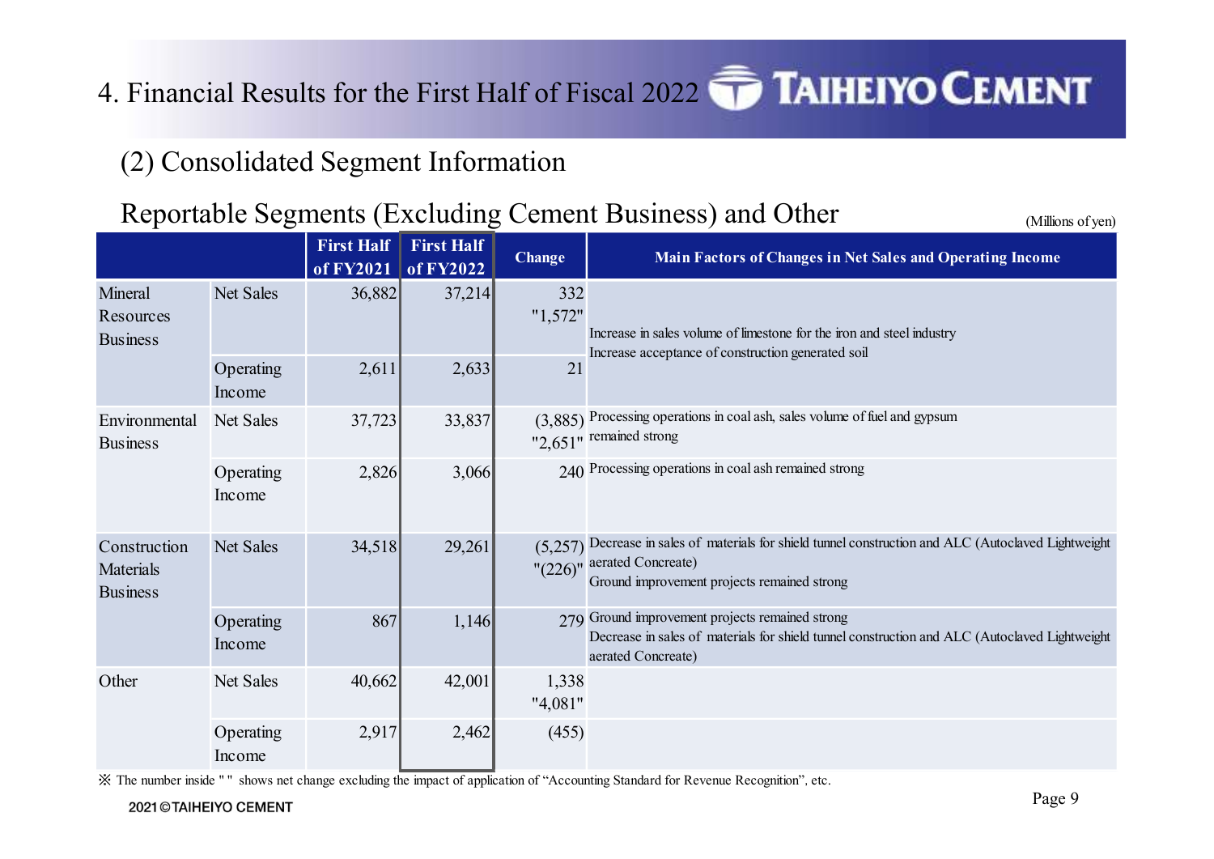# 4. Financial Results for the First Half of Fiscal 2022

## (2) Consolidated Segment Information

### Reportable Segments (Excluding Cement Business) and Other

(Millions of yen)

| | | First Half of FY2021 | First Half of FY2022 | Change | Main Factors of Changes in Net Sales and Operating Income |
|---|---|---|---|---|---|
| Mineral Resources Business | Net Sales | 36,882 | 37,214 | 332 "1,572" | Increase in sales volume of limestone for the iron and steel industry<br>Increase acceptance of construction generated soil |
| | Operating Income | 2,611 | 2,633 | 21 | |
| Environmental Business | Net Sales | 37,723 | 33,837 | (3,885) "2,651" | Processing operations in coal ash, sales volume of fuel and gypsum remained strong |
| | Operating Income | 2,826 | 3,066 | 240 | Processing operations in coal ash remained strong |
| Construction Materials Business | Net Sales | 34,518 | 29,261 | (5,257) "(226)" | Decrease in sales of materials for shield tunnel construction and ALC (Autoclaved Lightweight aerated Concreate)<br>Ground improvement projects remained strong |
| | Operating Income | 867 | 1,146 | 279 | Ground improvement projects remained strong<br>Decrease in sales of materials for shield tunnel construction and ALC (Autoclaved Lightweight aerated Concreate) |
| Other | Net Sales | 40,662 | 42,001 | 1,338 "4,081" | |
| | Operating Income | 2,917 | 2,462 | (455) | |

※ The number inside " " shows net change excluding the impact of application of "Accounting Standard for Revenue Recognition", etc.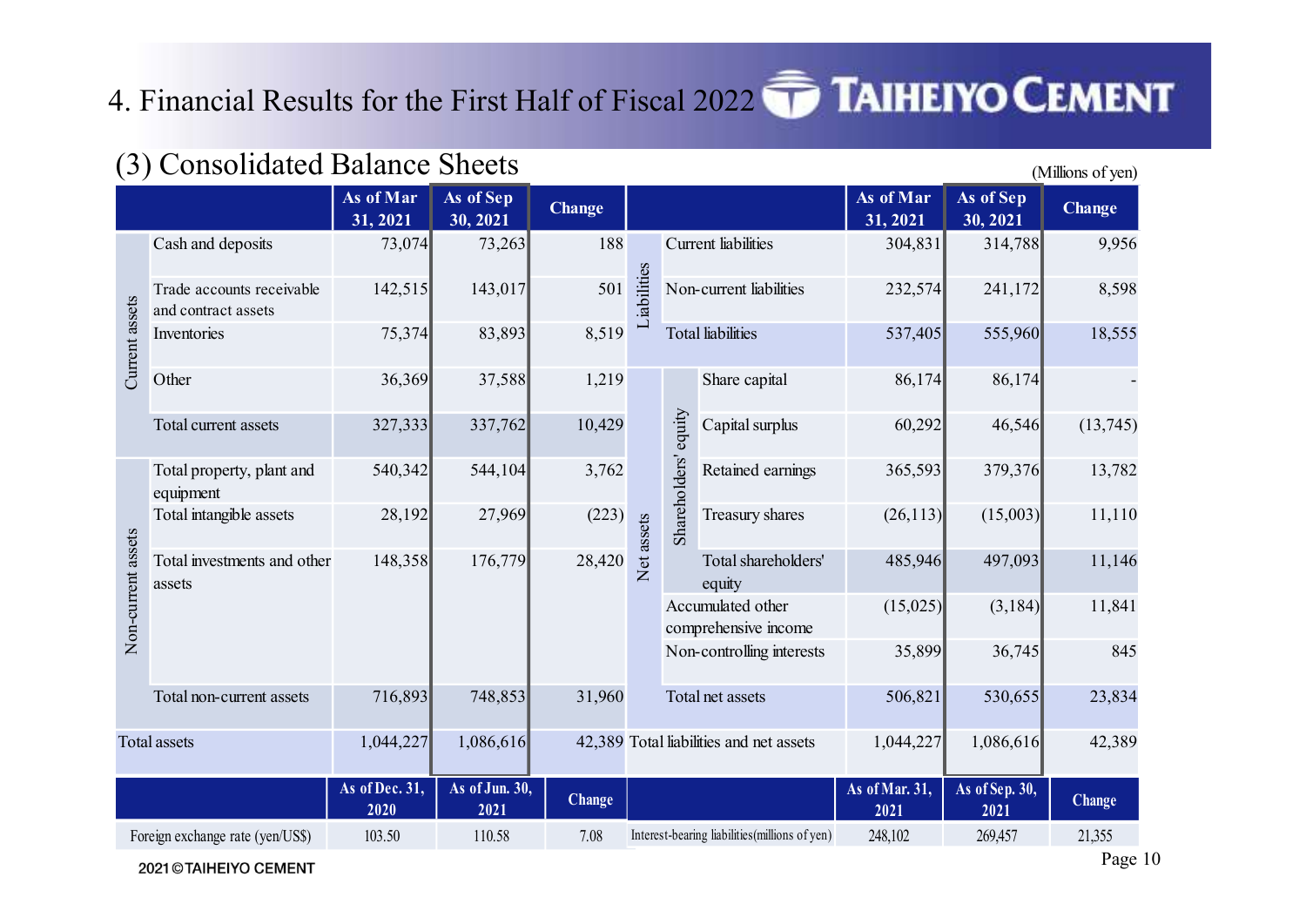# 4. Financial Results for the First Half of Fiscal 2022

## (3) Consolidated Balance Sheets

(Millions of yen)

| | | As of Mar 31, 2021 | As of Sep 30, 2021 | Change |
|---|---|---|---|---|
| Current assets | Cash and deposits | 73,074 | 73,263 | 188 |
| | Trade accounts receivable and contract assets | 142,515 | 143,017 | 501 |
| | Inventories | 75,374 | 83,893 | 8,519 |
| | Other | 36,369 | 37,588 | 1,219 |
| | Total current assets | 327,333 | 337,762 | 10,429 |
| Non-current assets | Total property, plant and equipment | 540,342 | 544,104 | 3,762 |
| | Total intangible assets | 28,192 | 27,969 | (223) |
| | Total investments and other assets | 148,358 | 176,779 | 28,420 |
| | Total non-current assets | 716,893 | 748,853 | 31,960 |
| Total assets | | 1,044,227 | 1,086,616 | 42,389 |

| | | | As of Mar 31, 2021 | As of Sep 30, 2021 | Change |
|---|---|---|---|---|---|
| Liabilities | Current liabilities | | 304,831 | 314,788 | 9,956 |
| | Non-current liabilities | | 232,574 | 241,172 | 8,598 |
| | Total liabilities | | 537,405 | 555,960 | 18,555 |
| Net assets | Shareholders' equity | Share capital | 86,174 | 86,174 | - |
| | | Capital surplus | 60,292 | 46,546 | (13,745) |
| | | Retained earnings | 365,593 | 379,376 | 13,782 |
| | | Treasury shares | (26,113) | (15,003) | 11,110 |
| | | Total shareholders' equity | 485,946 | 497,093 | 11,146 |
| | Accumulated other comprehensive income | | (15,025) | (3,184) | 11,841 |
| | Non-controlling interests | | 35,899 | 36,745 | 845 |
| | Total net assets | | 506,821 | 530,655 | 23,834 |
| Total liabilities and net assets | | | 1,044,227 | 1,086,616 | 42,389 |

| | As of Dec. 31, 2020 | As of Jun. 30, 2021 | Change |
|---|---|---|---|
| Foreign exchange rate (yen/US$) | 103.50 | 110.58 | 7.08 |

| | As of Mar. 31, 2021 | As of Sep. 30, 2021 | Change |
|---|---|---|---|
| Interest-bearing liabilities(millions of yen) | 248,102 | 269,457 | 21,355 |

2021 © TAIHEIYO CEMENT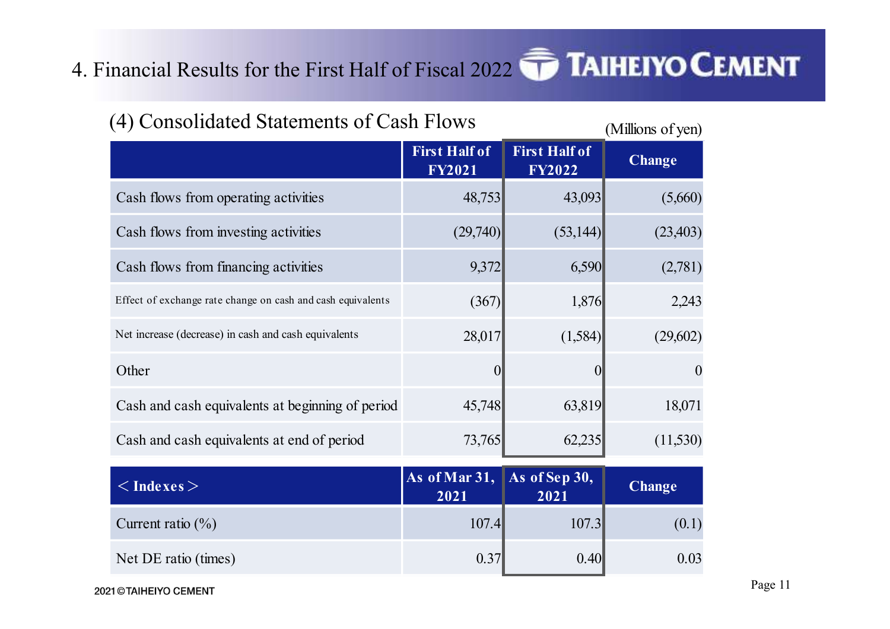# 4. Financial Results for the First Half of Fiscal 2022

## (4) Consolidated Statements of Cash Flows

(Millions of yen)

| | First Half of FY2021 | First Half of FY2022 | Change |
|---|---|---|---|
| Cash flows from operating activities | 48,753 | 43,093 | (5,660) |
| Cash flows from investing activities | (29,740) | (53,144) | (23,403) |
| Cash flows from financing activities | 9,372 | 6,590 | (2,781) |
| Effect of exchange rate change on cash and cash equivalents | (367) | 1,876 | 2,243 |
| Net increase (decrease) in cash and cash equivalents | 28,017 | (1,584) | (29,602) |
| Other | 0 | 0 | 0 |
| Cash and cash equivalents at beginning of period | 45,748 | 63,819 | 18,071 |
| Cash and cash equivalents at end of period | 73,765 | 62,235 | (11,530) |

| ＜Indexes＞ | As of Mar 31, 2021 | As of Sep 30, 2021 | Change |
|---|---|---|---|
| Current ratio (%) | 107.4 | 107.3 | (0.1) |
| Net DE ratio (times) | 0.37 | 0.40 | 0.03 |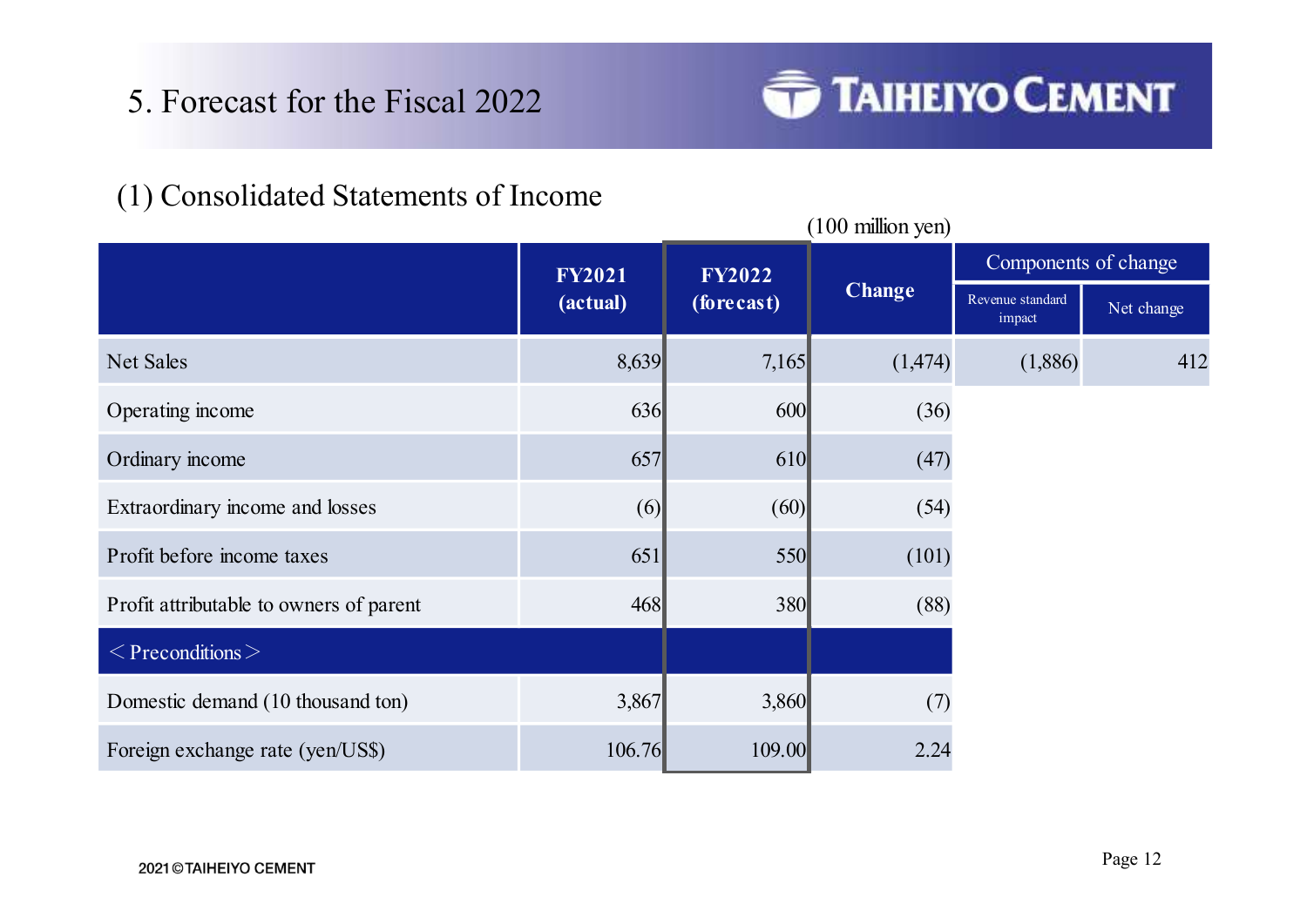# 5. Forecast for the Fiscal 2022

## (1) Consolidated Statements of Income

(100 million yen)

| | FY2021 (actual) | FY2022 (forecast) | Change | Components of change | |
|---|---|---|---|---|---|
| | | | | Revenue standard impact | Net change |
| Net Sales | 8,639 | 7,165 | (1,474) | (1,886) | 412 |
| Operating income | 636 | 600 | (36) | | |
| Ordinary income | 657 | 610 | (47) | | |
| Extraordinary income and losses | (6) | (60) | (54) | | |
| Profit before income taxes | 651 | 550 | (101) | | |
| Profit attributable to owners of parent | 468 | 380 | (88) | | |
| ＜Preconditions＞ | | | | | |
| Domestic demand (10 thousand ton) | 3,867 | 3,860 | (7) | | |
| Foreign exchange rate (yen/US$) | 106.76 | 109.00 | 2.24 | | |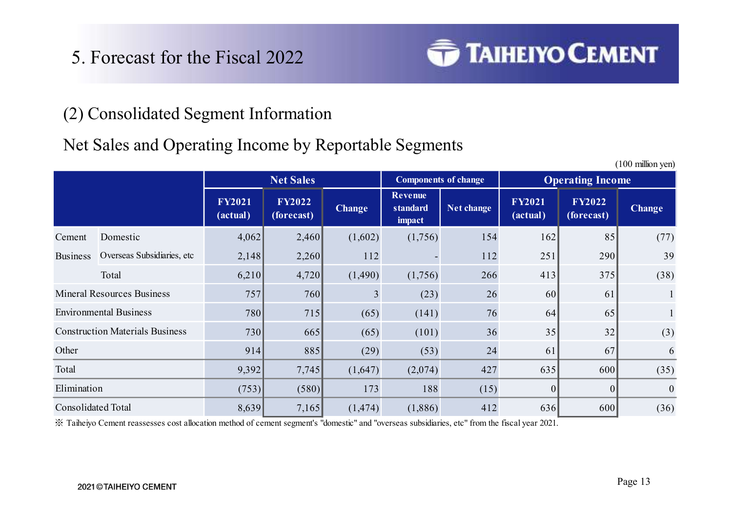# 5. Forecast for the Fiscal 2022

## (2) Consolidated Segment Information

### Net Sales and Operating Income by Reportable Segments

(100 million yen)

| | | Net Sales | | | Components of change | | Operating Income | | |
|---|---|---|---|---|---|---|---|---|---|
| | | FY2021 (actual) | FY2022 (forecast) | Change | Revenue standard impact | Net change | FY2021 (actual) | FY2022 (forecast) | Change |
| Cement Business | Domestic | 4,062 | 2,460 | (1,602) | (1,756) | 154 | 162 | 85 | (77) |
| | Overseas Subsidiaries, etc | 2,148 | 2,260 | 112 | - | 112 | 251 | 290 | 39 |
| | Total | 6,210 | 4,720 | (1,490) | (1,756) | 266 | 413 | 375 | (38) |
| Mineral Resources Business | | 757 | 760 | 3 | (23) | 26 | 60 | 61 | 1 |
| Environmental Business | | 780 | 715 | (65) | (141) | 76 | 64 | 65 | 1 |
| Construction Materials Business | | 730 | 665 | (65) | (101) | 36 | 35 | 32 | (3) |
| Other | | 914 | 885 | (29) | (53) | 24 | 61 | 67 | 6 |
| Total | | 9,392 | 7,745 | (1,647) | (2,074) | 427 | 635 | 600 | (35) |
| Elimination | | (753) | (580) | 173 | 188 | (15) | 0 | 0 | 0 |
| Consolidated Total | | 8,639 | 7,165 | (1,474) | (1,886) | 412 | 636 | 600 | (36) |

※ Taiheiyo Cement reassesses cost allocation method of cement segment's "domestic" and "overseas subsidiaries, etc" from the fiscal year 2021.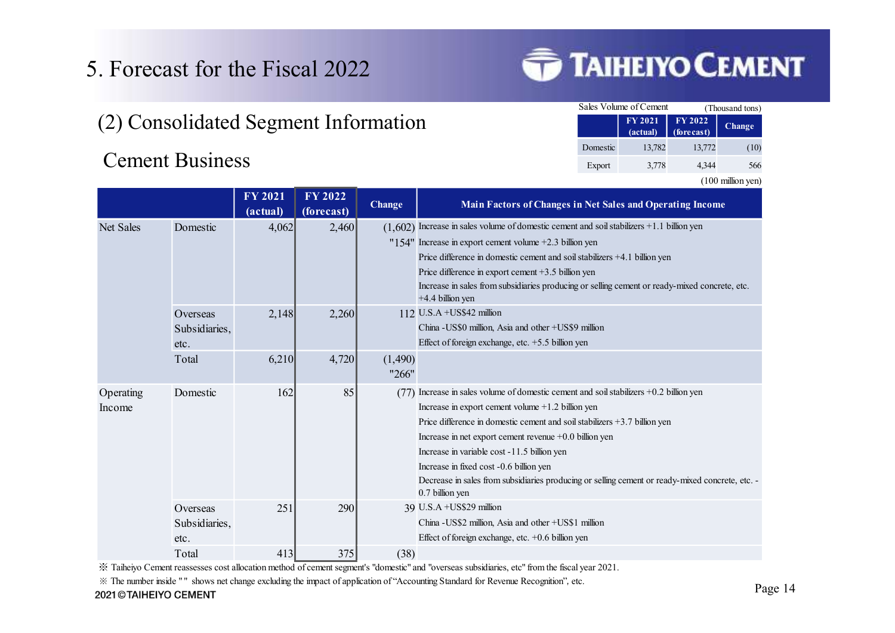# 5. Forecast for the Fiscal 2022

## (2) Consolidated Segment Information

### Cement Business

Sales Volume of Cement (Thousand tons)

| | FY 2021 (actual) | FY 2022 (forecast) | Change |
|---|---|---|---|
| Domestic | 13,782 | 13,772 | (10) |
| Export | 3,778 | 4,344 | 566 |

(100 million yen)

| | | FY 2021 (actual) | FY 2022 (forecast) | Change | Main Factors of Changes in Net Sales and Operating Income |
|---|---|---|---|---|---|
| Net Sales | Domestic | 4,062 | 2,460 | (1,602) "154" | Increase in sales volume of domestic cement and soil stabilizers +1.1 billion yen<br>Increase in export cement volume +2.3 billion yen<br>Price difference in domestic cement and soil stabilizers +4.1 billion yen<br>Price difference in export cement +3.5 billion yen<br>Increase in sales from subsidiaries producing or selling cement or ready-mixed concrete, etc. +4.4 billion yen |
| | Overseas Subsidiaries, etc. | 2,148 | 2,260 | 112 | U.S.A +US$42 million<br>China -US$0 million, Asia and other +US$9 million<br>Effect of foreign exchange, etc. +5.5 billion yen |
| | Total | 6,210 | 4,720 | (1,490) "266" | |
| Operating Income | Domestic | 162 | 85 | (77) | Increase in sales volume of domestic cement and soil stabilizers +0.2 billion yen<br>Increase in export cement volume +1.2 billion yen<br>Price difference in domestic cement and soil stabilizers +3.7 billion yen<br>Increase in net export cement revenue +0.0 billion yen<br>Increase in variable cost -11.5 billion yen<br>Increase in fixed cost -0.6 billion yen<br>Decrease in sales from subsidiaries producing or selling cement or ready-mixed concrete, etc. -0.7 billion yen |
| | Overseas Subsidiaries, etc. | 251 | 290 | 39 | U.S.A +US$29 million<br>China -US$2 million, Asia and other +US$1 million<br>Effect of foreign exchange, etc. +0.6 billion yen |
| | Total | 413 | 375 | (38) | |

※ Taiheiyo Cement reassesses cost allocation method of cement segment's "domestic" and "overseas subsidiaries, etc" from the fiscal year 2021.

※ The number inside " " shows net change excluding the impact of application of "Accounting Standard for Revenue Recognition", etc.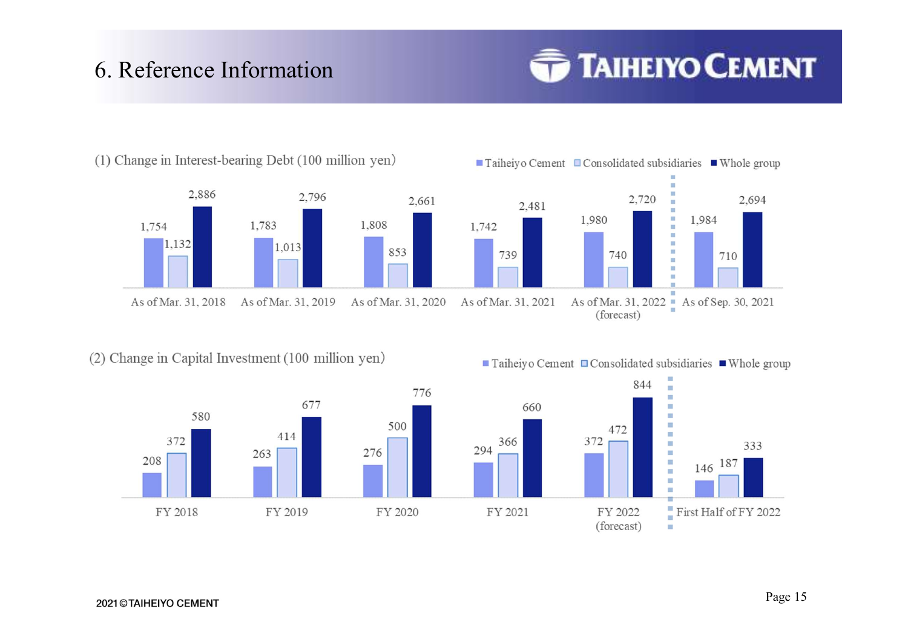# 6. Reference Information

## (1) Change in Interest-bearing Debt (100 million yen)

| | Taiheiyo Cement | Consolidated subsidiaries | Whole group |
|---|---|---|---|
| As of Mar. 31, 2018 | 1,754 | 1,132 | 2,886 |
| As of Mar. 31, 2019 | 1,783 | 1,013 | 2,796 |
| As of Mar. 31, 2020 | 1,808 | 853 | 2,661 |
| As of Mar. 31, 2021 | 1,742 | 739 | 2,481 |
| As of Mar. 31, 2022 (forecast) | 1,980 | 740 | 2,720 |
| As of Sep. 30, 2021 | 1,984 | 710 | 2,694 |

## (2) Change in Capital Investment (100 million yen)

| | Taiheiyo Cement | Consolidated subsidiaries | Whole group |
|---|---|---|---|
| FY 2018 | 208 | 372 | 580 |
| FY 2019 | 263 | 414 | 677 |
| FY 2020 | 276 | 500 | 776 |
| FY 2021 | 294 | 366 | 660 |
| FY 2022 (forecast) | 372 | 472 | 844 |
| First Half of FY 2022 | 146 | 187 | 333 |

2021 © TAIHEIYO CEMENT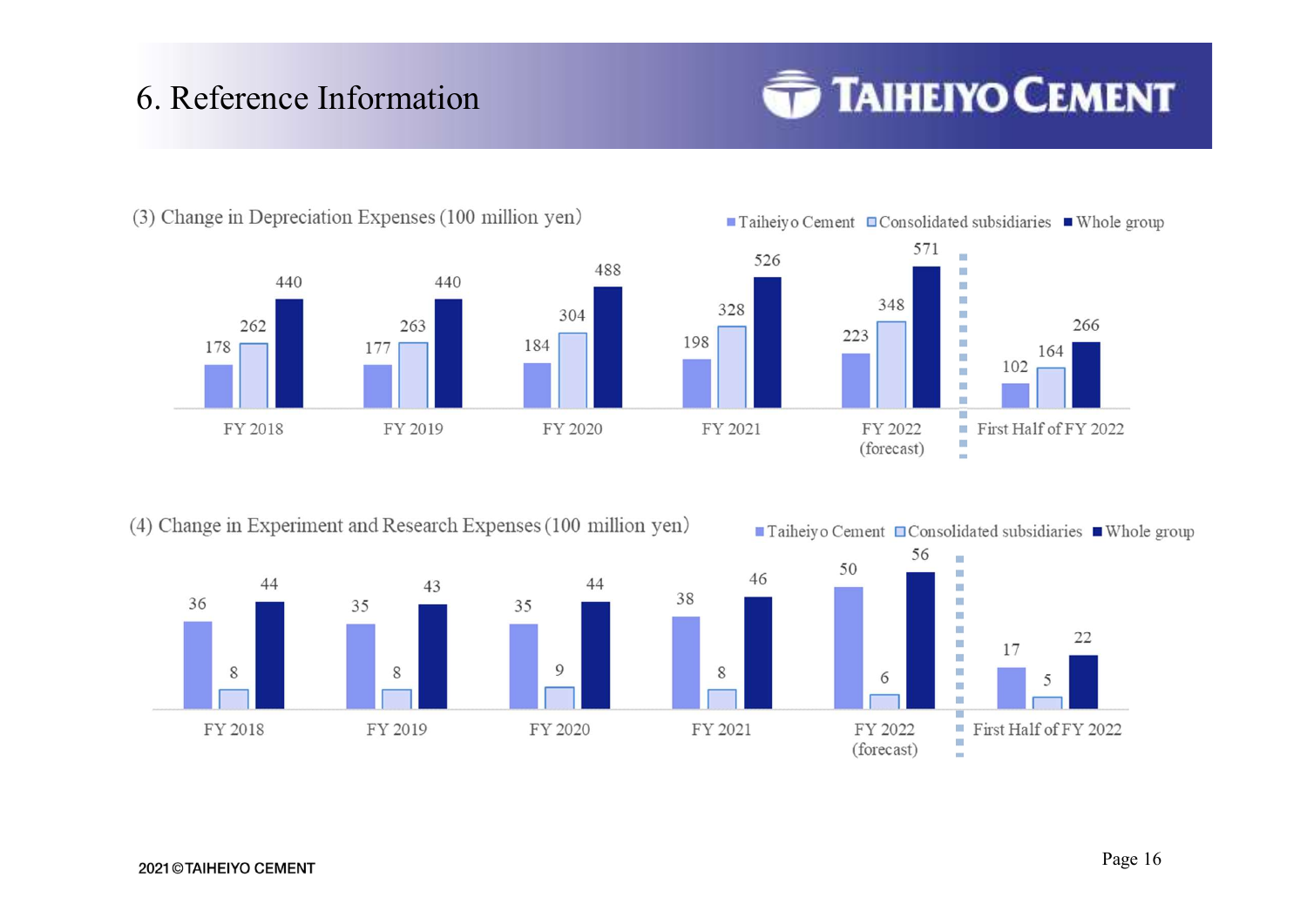# 6. Reference Information

## (3) Change in Depreciation Expenses (100 million yen)

| | Taiheiyo Cement | Consolidated subsidiaries | Whole group |
|---|---|---|---|
| FY 2018 | 178 | 262 | 440 |
| FY 2019 | 177 | 263 | 440 |
| FY 2020 | 184 | 304 | 488 |
| FY 2021 | 198 | 328 | 526 |
| FY 2022 (forecast) | 223 | 348 | 571 |
| First Half of FY 2022 | 102 | 164 | 266 |

## (4) Change in Experiment and Research Expenses (100 million yen)

| | Taiheiyo Cement | Consolidated subsidiaries | Whole group |
|---|---|---|---|
| FY 2018 | 36 | 8 | 44 |
| FY 2019 | 35 | 8 | 43 |
| FY 2020 | 35 | 9 | 44 |
| FY 2021 | 38 | 8 | 46 |
| FY 2022 (forecast) | 50 | 6 | 56 |
| First Half of FY 2022 | 17 | 5 | 22 |

2021 © TAIHEIYO CEMENT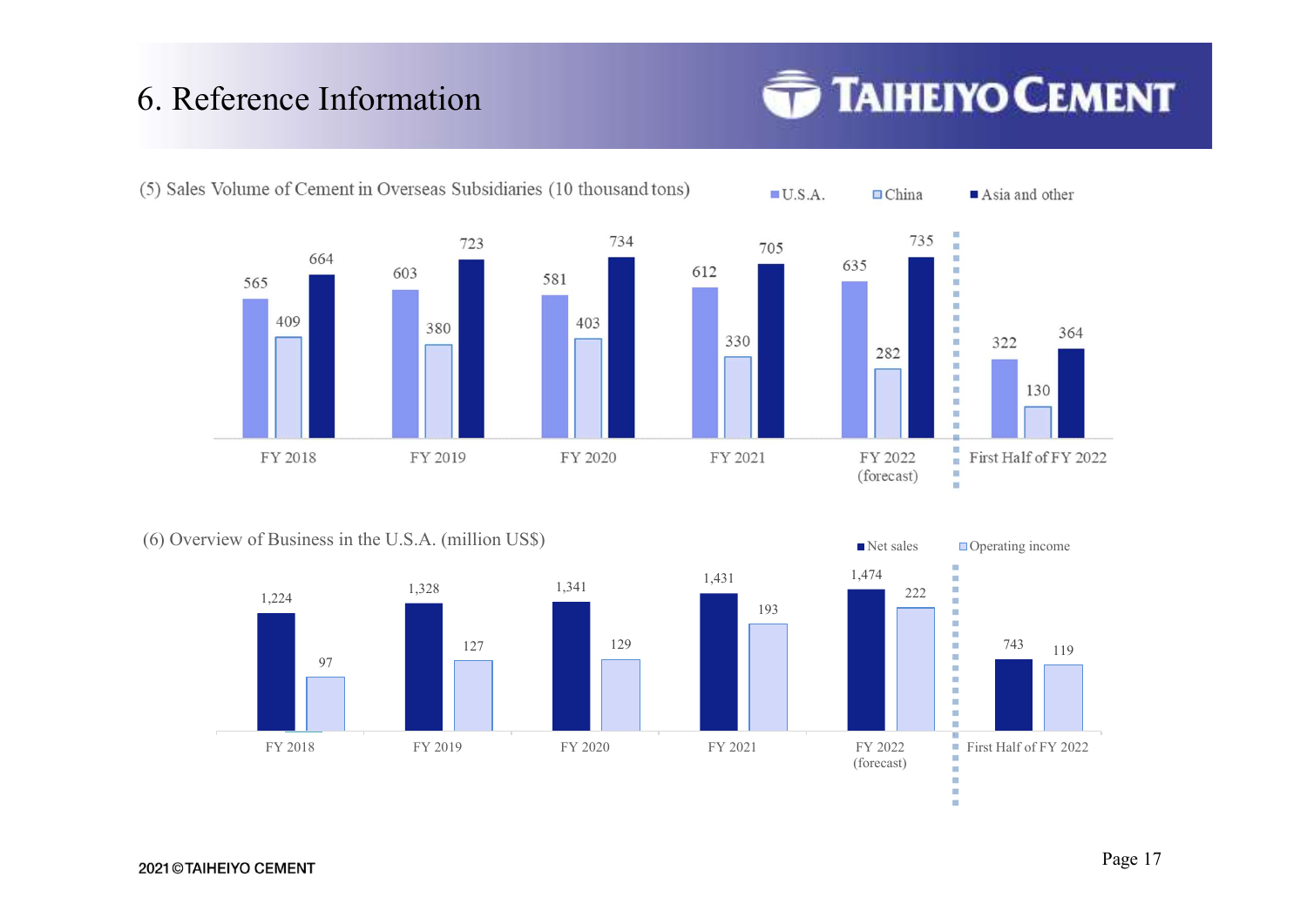# 6. Reference Information

## (5) Sales Volume of Cement in Overseas Subsidiaries (10 thousand tons)

| | FY 2018 | FY 2019 | FY 2020 | FY 2021 | FY 2022 (forecast) | First Half of FY 2022 |
|---|---|---|---|---|---|---|
| U.S.A. | 565 | 603 | 581 | 612 | 635 | 322 |
| China | 409 | 380 | 403 | 330 | 282 | 130 |
| Asia and other | 664 | 723 | 734 | 705 | 735 | 364 |

## (6) Overview of Business in the U.S.A. (million US$)

| | FY 2018 | FY 2019 | FY 2020 | FY 2021 | FY 2022 (forecast) | First Half of FY 2022 |
|---|---|---|---|---|---|---|
| Net sales | 1,224 | 1,328 | 1,341 | 1,431 | 1,474 | 743 |
| Operating income | 97 | 127 | 129 | 193 | 222 | 119 |

2021 © TAIHEIYO CEMENT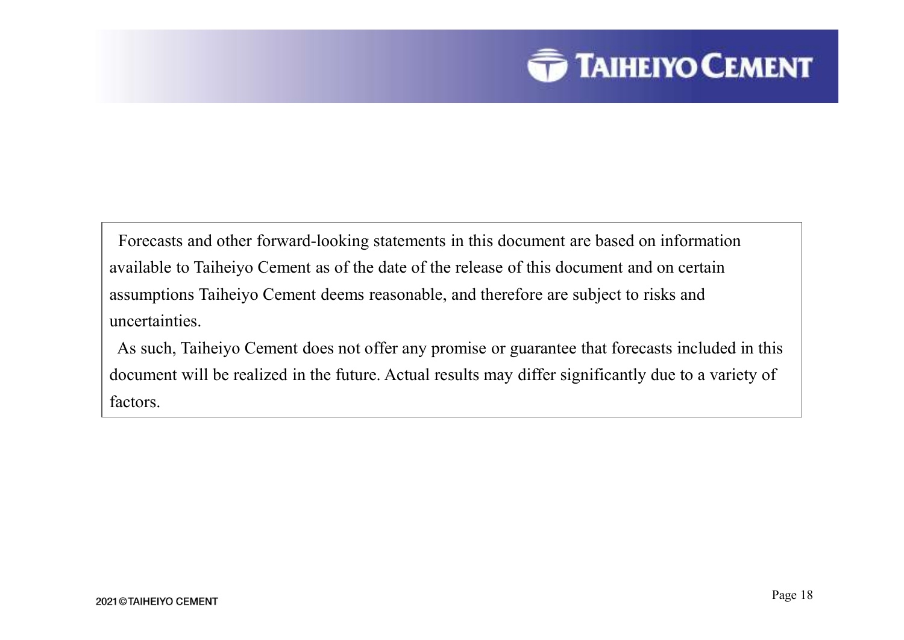Forecasts and other forward-looking statements in this document are based on information available to Taiheiyo Cement as of the date of the release of this document and on certain assumptions Taiheiyo Cement deems reasonable, and therefore are subject to risks and uncertainties.

As such, Taiheiyo Cement does not offer any promise or guarantee that forecasts included in this document will be realized in the future. Actual results may differ significantly due to a variety of factors.